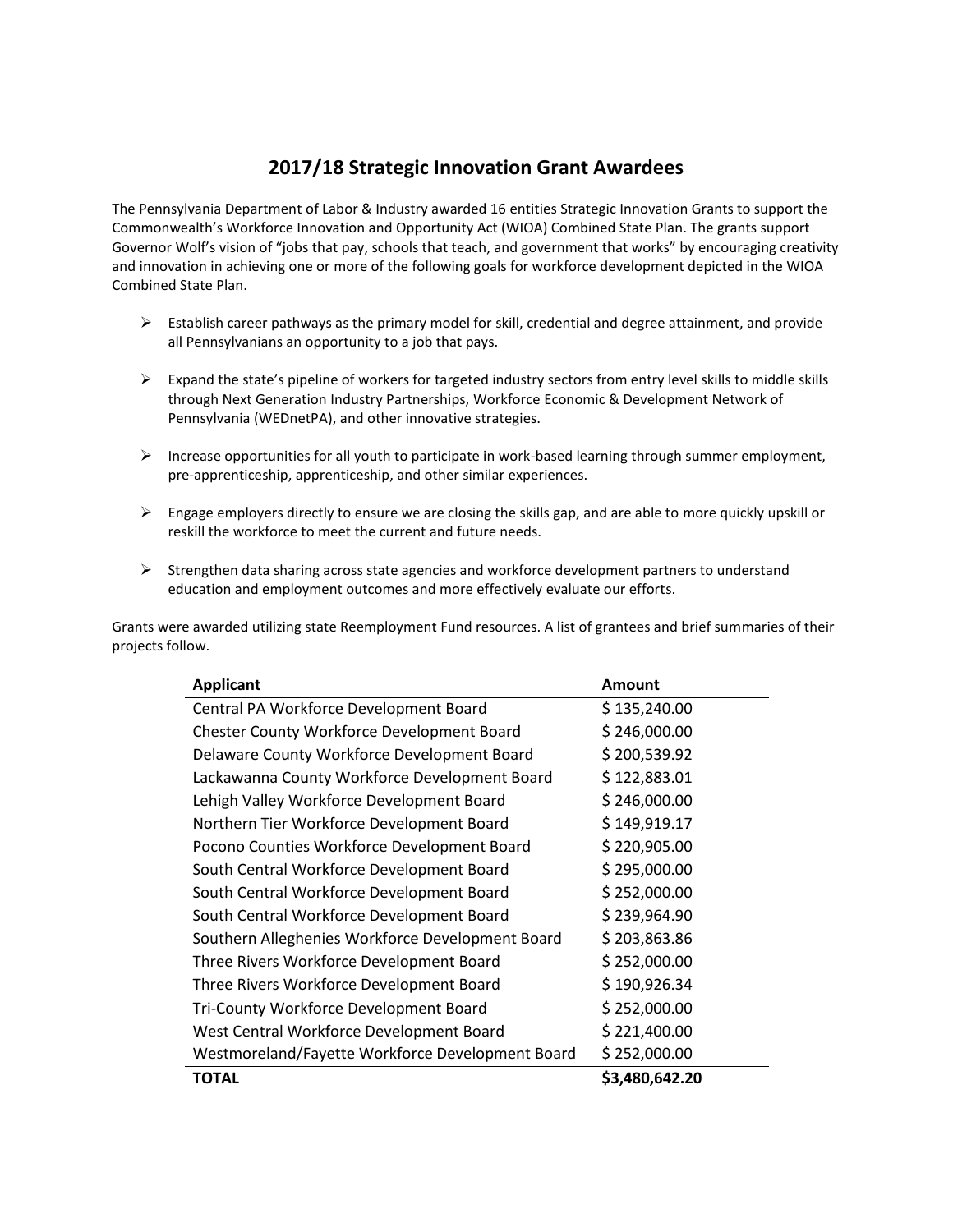# 2017/18 Strategic Innovation Grant Awardees

The Pennsylvania Department of Labor & Industry awarded 16 entities Strategic Innovation Grants to support the Commonwealth's Workforce Innovation and Opportunity Act (WIOA) Combined State Plan. The grants support Governor Wolf's vision of "jobs that pay, schools that teach, and government that works" by encouraging creativity and innovation in achieving one or more of the following goals for workforce development depicted in the WIOA Combined State Plan.

- Establish career pathways as the primary model for skill, credential and degree attainment, and provide all Pennsylvanians an opportunity to a job that pays.
- Expand the state's pipeline of workers for targeted industry sectors from entry level skills to middle skills through Next Generation Industry Partnerships, Workforce Economic & Development Network of Pennsylvania (WEDnetPA), and other innovative strategies.
- Increase opportunities for all youth to participate in work-based learning through summer employment, pre-apprenticeship, apprenticeship, and other similar experiences.
- Engage employers directly to ensure we are closing the skills gap, and are able to more quickly upskill or reskill the workforce to meet the current and future needs.
- Strengthen data sharing across state agencies and workforce development partners to understand education and employment outcomes and more effectively evaluate our efforts.

Grants were awarded utilizing state Reemployment Fund resources. A list of grantees and brief summaries of their projects follow.

| Applicant | Amount |
|---|---|
| Central PA Workforce Development Board | $ 135,240.00 |
| Chester County Workforce Development Board | $ 246,000.00 |
| Delaware County Workforce Development Board | $ 200,539.92 |
| Lackawanna County Workforce Development Board | $ 122,883.01 |
| Lehigh Valley Workforce Development Board | $ 246,000.00 |
| Northern Tier Workforce Development Board | $ 149,919.17 |
| Pocono Counties Workforce Development Board | $ 220,905.00 |
| South Central Workforce Development Board | $ 295,000.00 |
| South Central Workforce Development Board | $ 252,000.00 |
| South Central Workforce Development Board | $ 239,964.90 |
| Southern Alleghenies Workforce Development Board | $ 203,863.86 |
| Three Rivers Workforce Development Board | $ 252,000.00 |
| Three Rivers Workforce Development Board | $ 190,926.34 |
| Tri-County Workforce Development Board | $ 252,000.00 |
| West Central Workforce Development Board | $ 221,400.00 |
| Westmoreland/Fayette Workforce Development Board | $ 252,000.00 |
| **TOTAL** | **$3,480,642.20** |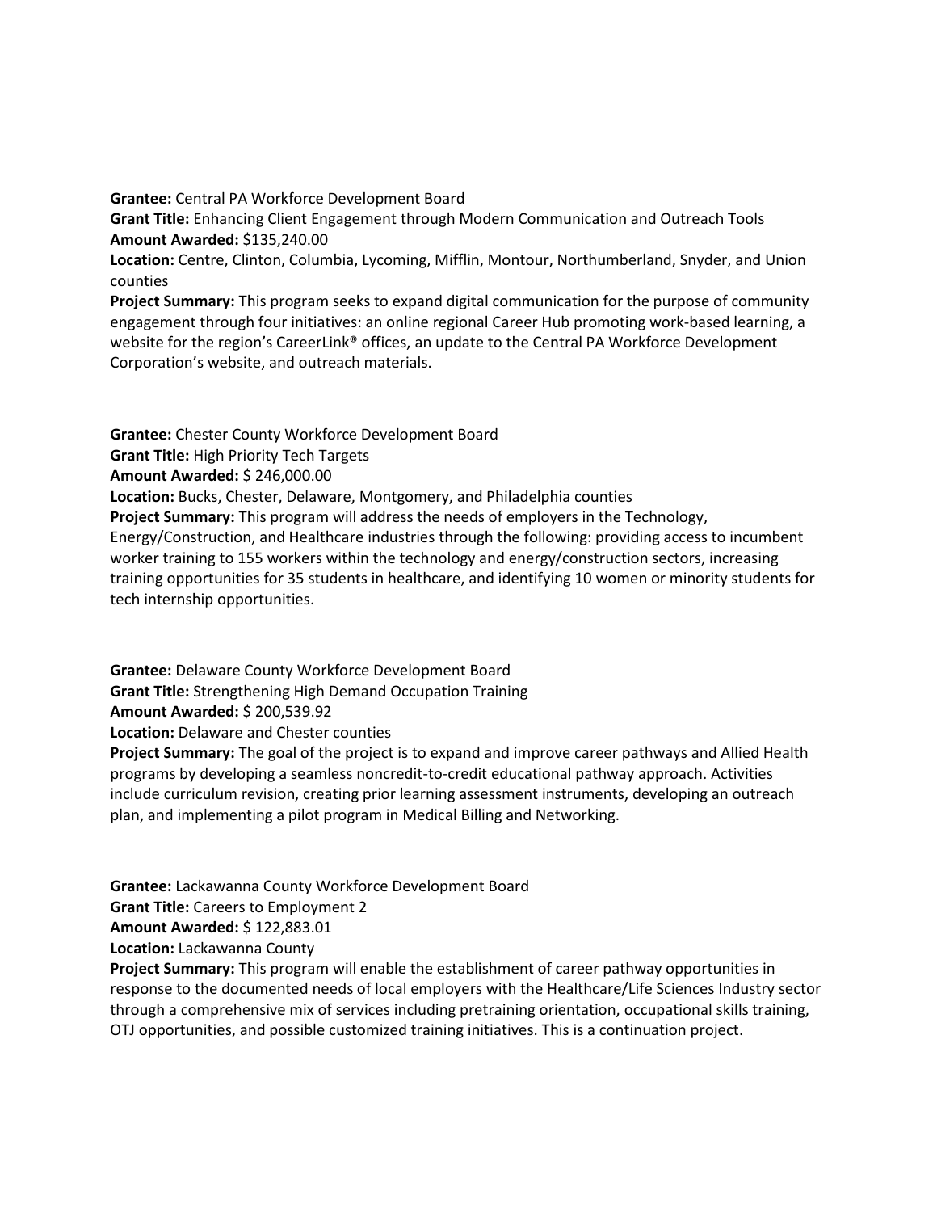**Grantee:** Central PA Workforce Development Board
**Grant Title:** Enhancing Client Engagement through Modern Communication and Outreach Tools
**Amount Awarded:** $135,240.00
**Location:** Centre, Clinton, Columbia, Lycoming, Mifflin, Montour, Northumberland, Snyder, and Union counties
**Project Summary:** This program seeks to expand digital communication for the purpose of community engagement through four initiatives: an online regional Career Hub promoting work-based learning, a website for the region's CareerLink® offices, an update to the Central PA Workforce Development Corporation's website, and outreach materials.

**Grantee:** Chester County Workforce Development Board
**Grant Title:** High Priority Tech Targets
**Amount Awarded:** $ 246,000.00
**Location:** Bucks, Chester, Delaware, Montgomery, and Philadelphia counties
**Project Summary:** This program will address the needs of employers in the Technology, Energy/Construction, and Healthcare industries through the following: providing access to incumbent worker training to 155 workers within the technology and energy/construction sectors, increasing training opportunities for 35 students in healthcare, and identifying 10 women or minority students for tech internship opportunities.

**Grantee:** Delaware County Workforce Development Board
**Grant Title:** Strengthening High Demand Occupation Training
**Amount Awarded:** $ 200,539.92
**Location:** Delaware and Chester counties
**Project Summary:** The goal of the project is to expand and improve career pathways and Allied Health programs by developing a seamless noncredit-to-credit educational pathway approach. Activities include curriculum revision, creating prior learning assessment instruments, developing an outreach plan, and implementing a pilot program in Medical Billing and Networking.

**Grantee:** Lackawanna County Workforce Development Board
**Grant Title:** Careers to Employment 2
**Amount Awarded:** $ 122,883.01
**Location:** Lackawanna County
**Project Summary:** This program will enable the establishment of career pathway opportunities in response to the documented needs of local employers with the Healthcare/Life Sciences Industry sector through a comprehensive mix of services including pretraining orientation, occupational skills training, OTJ opportunities, and possible customized training initiatives. This is a continuation project.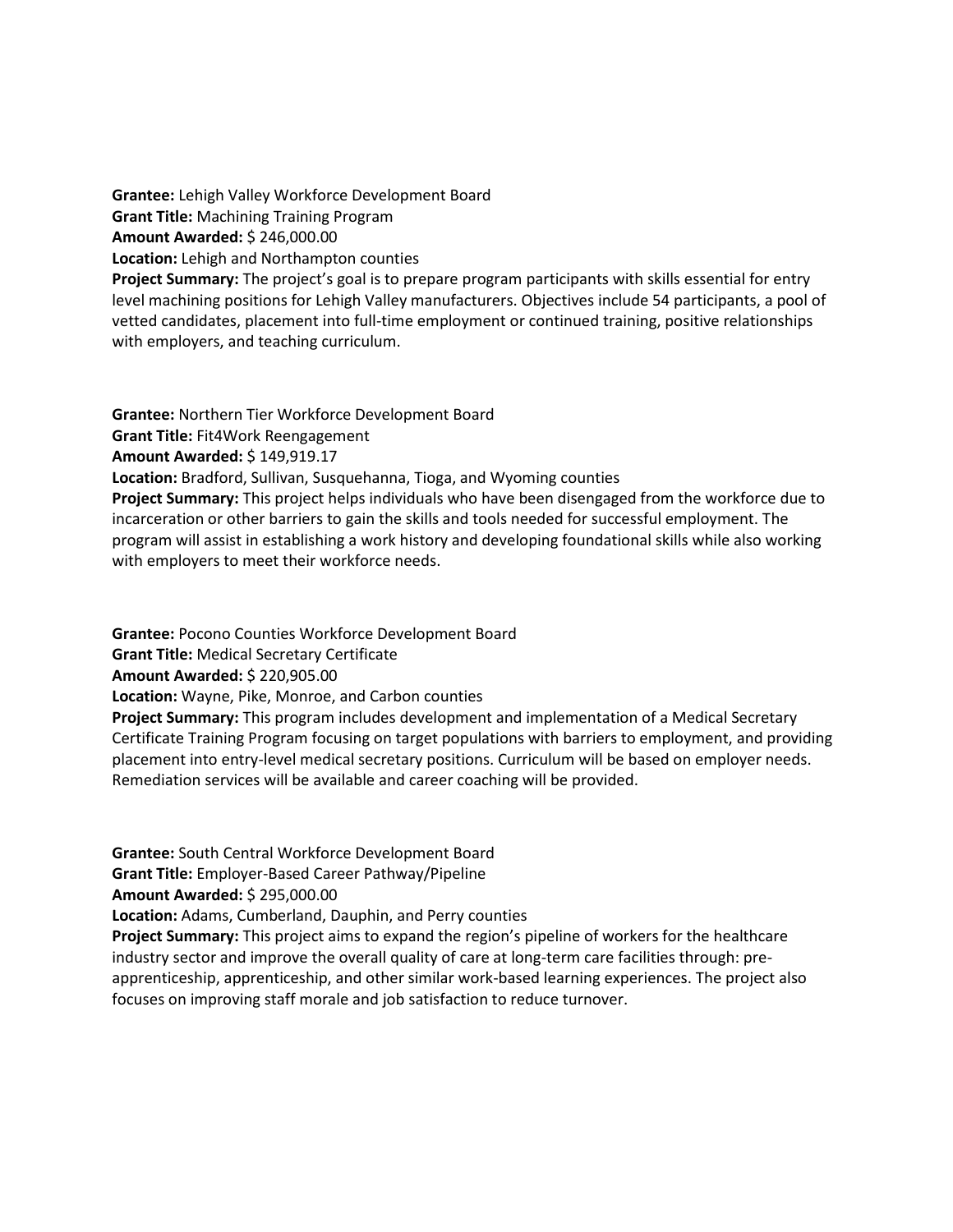**Grantee:** Lehigh Valley Workforce Development Board
**Grant Title:** Machining Training Program
**Amount Awarded:** $ 246,000.00
**Location:** Lehigh and Northampton counties
**Project Summary:** The project's goal is to prepare program participants with skills essential for entry level machining positions for Lehigh Valley manufacturers. Objectives include 54 participants, a pool of vetted candidates, placement into full-time employment or continued training, positive relationships with employers, and teaching curriculum.

**Grantee:** Northern Tier Workforce Development Board
**Grant Title:** Fit4Work Reengagement
**Amount Awarded:** $ 149,919.17
**Location:** Bradford, Sullivan, Susquehanna, Tioga, and Wyoming counties
**Project Summary:** This project helps individuals who have been disengaged from the workforce due to incarceration or other barriers to gain the skills and tools needed for successful employment. The program will assist in establishing a work history and developing foundational skills while also working with employers to meet their workforce needs.

**Grantee:** Pocono Counties Workforce Development Board
**Grant Title:** Medical Secretary Certificate
**Amount Awarded:** $ 220,905.00
**Location:** Wayne, Pike, Monroe, and Carbon counties
**Project Summary:** This program includes development and implementation of a Medical Secretary Certificate Training Program focusing on target populations with barriers to employment, and providing placement into entry-level medical secretary positions. Curriculum will be based on employer needs. Remediation services will be available and career coaching will be provided.

**Grantee:** South Central Workforce Development Board
**Grant Title:** Employer-Based Career Pathway/Pipeline
**Amount Awarded:** $ 295,000.00
**Location:** Adams, Cumberland, Dauphin, and Perry counties
**Project Summary:** This project aims to expand the region's pipeline of workers for the healthcare industry sector and improve the overall quality of care at long-term care facilities through: pre-apprenticeship, apprenticeship, and other similar work-based learning experiences. The project also focuses on improving staff morale and job satisfaction to reduce turnover.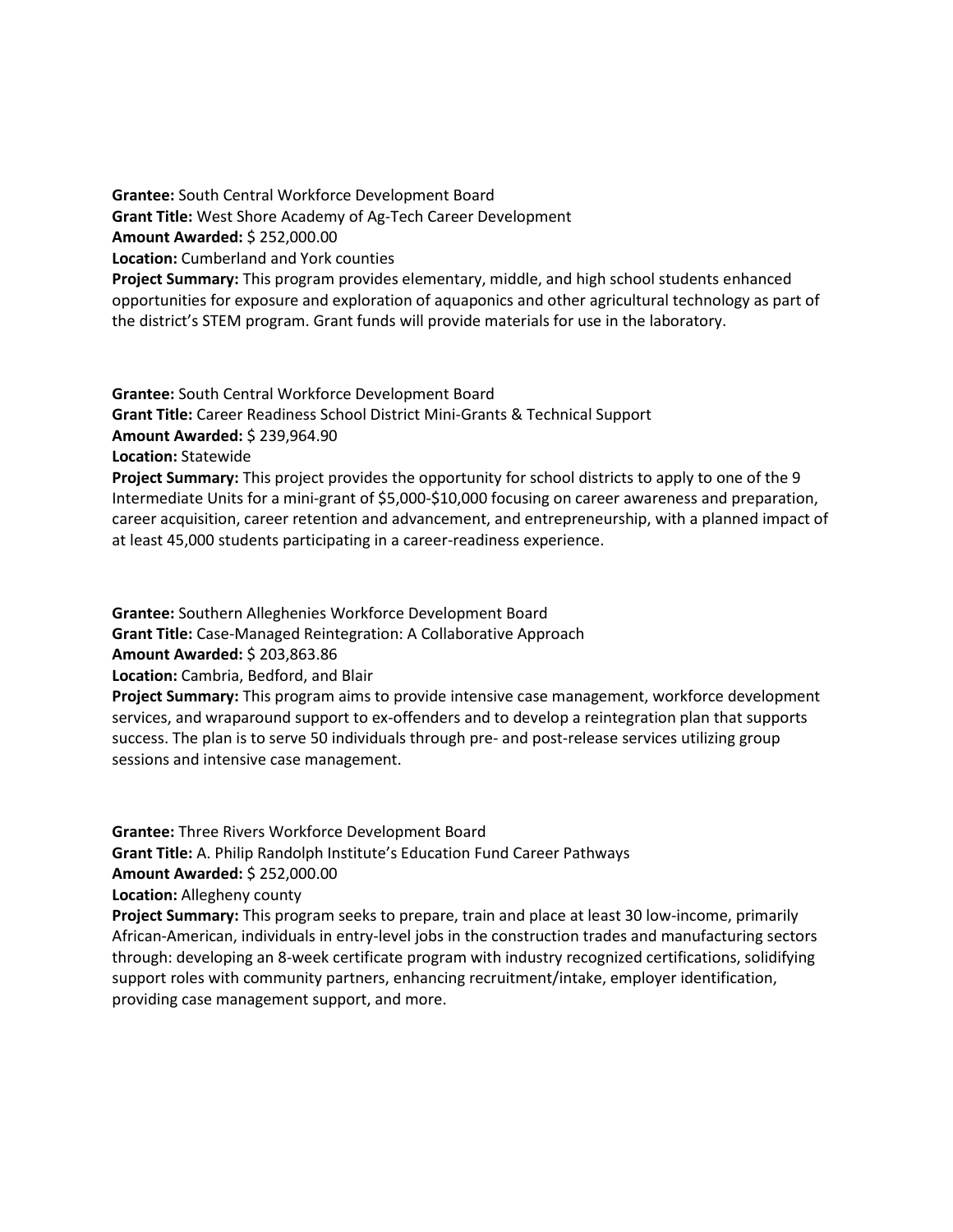**Grantee:** South Central Workforce Development Board
**Grant Title:** West Shore Academy of Ag-Tech Career Development
**Amount Awarded:** $ 252,000.00
**Location:** Cumberland and York counties
**Project Summary:** This program provides elementary, middle, and high school students enhanced opportunities for exposure and exploration of aquaponics and other agricultural technology as part of the district's STEM program. Grant funds will provide materials for use in the laboratory.

**Grantee:** South Central Workforce Development Board
**Grant Title:** Career Readiness School District Mini-Grants & Technical Support
**Amount Awarded:** $ 239,964.90
**Location:** Statewide
**Project Summary:** This project provides the opportunity for school districts to apply to one of the 9 Intermediate Units for a mini-grant of $5,000-$10,000 focusing on career awareness and preparation, career acquisition, career retention and advancement, and entrepreneurship, with a planned impact of at least 45,000 students participating in a career-readiness experience.

**Grantee:** Southern Alleghenies Workforce Development Board
**Grant Title:** Case-Managed Reintegration: A Collaborative Approach
**Amount Awarded:** $ 203,863.86
**Location:** Cambria, Bedford, and Blair
**Project Summary:** This program aims to provide intensive case management, workforce development services, and wraparound support to ex-offenders and to develop a reintegration plan that supports success. The plan is to serve 50 individuals through pre- and post-release services utilizing group sessions and intensive case management.

**Grantee:** Three Rivers Workforce Development Board
**Grant Title:** A. Philip Randolph Institute's Education Fund Career Pathways
**Amount Awarded:** $ 252,000.00
**Location:** Allegheny county
**Project Summary:** This program seeks to prepare, train and place at least 30 low-income, primarily African-American, individuals in entry-level jobs in the construction trades and manufacturing sectors through: developing an 8-week certificate program with industry recognized certifications, solidifying support roles with community partners, enhancing recruitment/intake, employer identification, providing case management support, and more.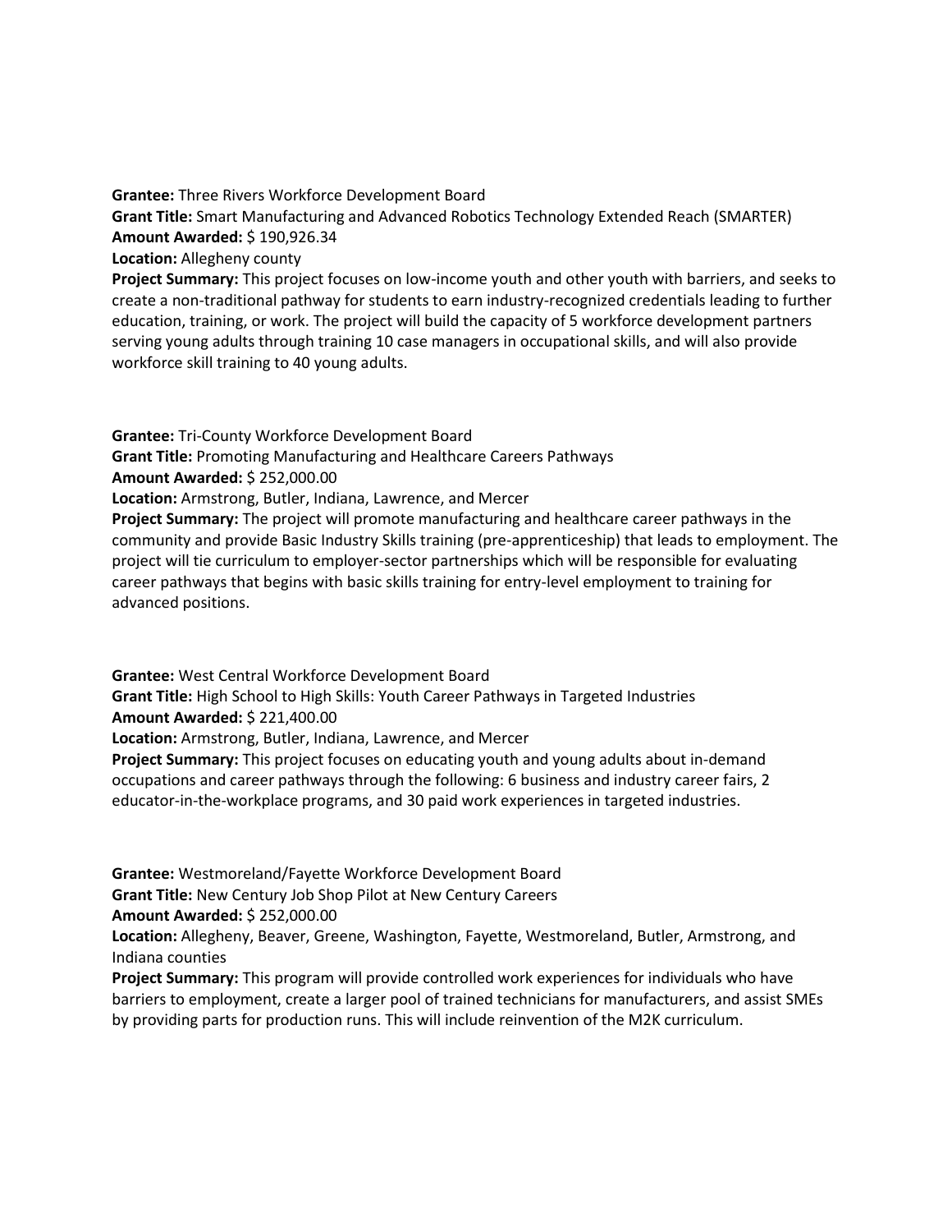**Grantee:** Three Rivers Workforce Development Board
**Grant Title:** Smart Manufacturing and Advanced Robotics Technology Extended Reach (SMARTER)
**Amount Awarded:** $ 190,926.34
**Location:** Allegheny county
**Project Summary:** This project focuses on low-income youth and other youth with barriers, and seeks to create a non-traditional pathway for students to earn industry-recognized credentials leading to further education, training, or work. The project will build the capacity of 5 workforce development partners serving young adults through training 10 case managers in occupational skills, and will also provide workforce skill training to 40 young adults.

**Grantee:** Tri-County Workforce Development Board
**Grant Title:** Promoting Manufacturing and Healthcare Careers Pathways
**Amount Awarded:** $ 252,000.00
**Location:** Armstrong, Butler, Indiana, Lawrence, and Mercer
**Project Summary:** The project will promote manufacturing and healthcare career pathways in the community and provide Basic Industry Skills training (pre-apprenticeship) that leads to employment. The project will tie curriculum to employer-sector partnerships which will be responsible for evaluating career pathways that begins with basic skills training for entry-level employment to training for advanced positions.

**Grantee:** West Central Workforce Development Board
**Grant Title:** High School to High Skills: Youth Career Pathways in Targeted Industries
**Amount Awarded:** $ 221,400.00
**Location:** Armstrong, Butler, Indiana, Lawrence, and Mercer
**Project Summary:** This project focuses on educating youth and young adults about in-demand occupations and career pathways through the following: 6 business and industry career fairs, 2 educator-in-the-workplace programs, and 30 paid work experiences in targeted industries.

**Grantee:** Westmoreland/Fayette Workforce Development Board
**Grant Title:** New Century Job Shop Pilot at New Century Careers
**Amount Awarded:** $ 252,000.00
**Location:** Allegheny, Beaver, Greene, Washington, Fayette, Westmoreland, Butler, Armstrong, and Indiana counties
**Project Summary:** This program will provide controlled work experiences for individuals who have barriers to employment, create a larger pool of trained technicians for manufacturers, and assist SMEs by providing parts for production runs. This will include reinvention of the M2K curriculum.